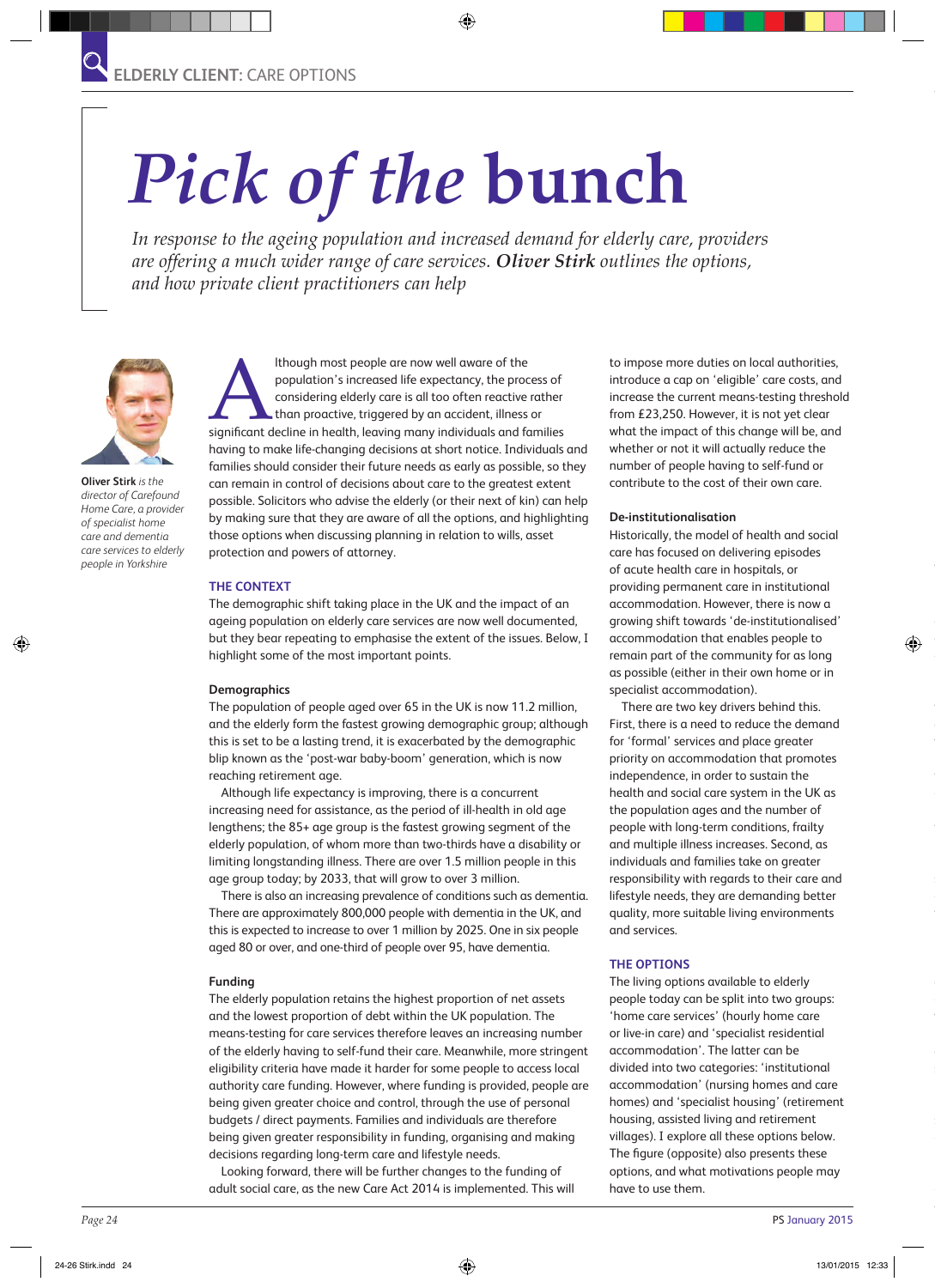# *Pick of the* bunch

*In response to the ageing population and increased demand for elderly care, providers are offering a much wider range of care services.* ***Oliver Stirk*** *outlines the options, and how private client practitioners can help*

**Oliver Stirk** *is the director of Carefound Home Care, a provider of specialist home care and dementia care services to elderly people in Yorkshire*

Although most people are now well aware of the population's increased life expectancy, the process of considering elderly care is all too often reactive rather than proactive, triggered by an accident, illness or significant decline in health, leaving many individuals and families having to make life-changing decisions at short notice. Individuals and families should consider their future needs as early as possible, so they can remain in control of decisions about care to the greatest extent possible. Solicitors who advise the elderly (or their next of kin) can help by making sure that they are aware of all the options, and highlighting those options when discussing planning in relation to wills, asset protection and powers of attorney.

## THE CONTEXT

The demographic shift taking place in the UK and the impact of an ageing population on elderly care services are now well documented, but they bear repeating to emphasise the extent of the issues. Below, I highlight some of the most important points.

### Demographics

The population of people aged over 65 in the UK is now 11.2 million, and the elderly form the fastest growing demographic group; although this is set to be a lasting trend, it is exacerbated by the demographic blip known as the 'post-war baby-boom' generation, which is now reaching retirement age.

Although life expectancy is improving, there is a concurrent increasing need for assistance, as the period of ill-health in old age lengthens; the 85+ age group is the fastest growing segment of the elderly population, of whom more than two-thirds have a disability or limiting longstanding illness. There are over 1.5 million people in this age group today; by 2033, that will grow to over 3 million.

There is also an increasing prevalence of conditions such as dementia. There are approximately 800,000 people with dementia in the UK, and this is expected to increase to over 1 million by 2025. One in six people aged 80 or over, and one-third of people over 95, have dementia.

### Funding

The elderly population retains the highest proportion of net assets and the lowest proportion of debt within the UK population. The means-testing for care services therefore leaves an increasing number of the elderly having to self-fund their care. Meanwhile, more stringent eligibility criteria have made it harder for some people to access local authority care funding. However, where funding is provided, people are being given greater choice and control, through the use of personal budgets / direct payments. Families and individuals are therefore being given greater responsibility in funding, organising and making decisions regarding long-term care and lifestyle needs.

Looking forward, there will be further changes to the funding of adult social care, as the new Care Act 2014 is implemented. This will to impose more duties on local authorities, introduce a cap on 'eligible' care costs, and increase the current means-testing threshold from £23,250. However, it is not yet clear what the impact of this change will be, and whether or not it will actually reduce the number of people having to self-fund or contribute to the cost of their own care.

### De-institutionalisation

Historically, the model of health and social care has focused on delivering episodes of acute health care in hospitals, or providing permanent care in institutional accommodation. However, there is now a growing shift towards 'de-institutionalised' accommodation that enables people to remain part of the community for as long as possible (either in their own home or in specialist accommodation).

There are two key drivers behind this. First, there is a need to reduce the demand for 'formal' services and place greater priority on accommodation that promotes independence, in order to sustain the health and social care system in the UK as the population ages and the number of people with long-term conditions, frailty and multiple illness increases. Second, as individuals and families take on greater responsibility with regards to their care and lifestyle needs, they are demanding better quality, more suitable living environments and services.

## THE OPTIONS

The living options available to elderly people today can be split into two groups: 'home care services' (hourly home care or live-in care) and 'specialist residential accommodation'. The latter can be divided into two categories: 'institutional accommodation' (nursing homes and care homes) and 'specialist housing' (retirement housing, assisted living and retirement villages). I explore all these options below. The figure (opposite) also presents these options, and what motivations people may have to use them.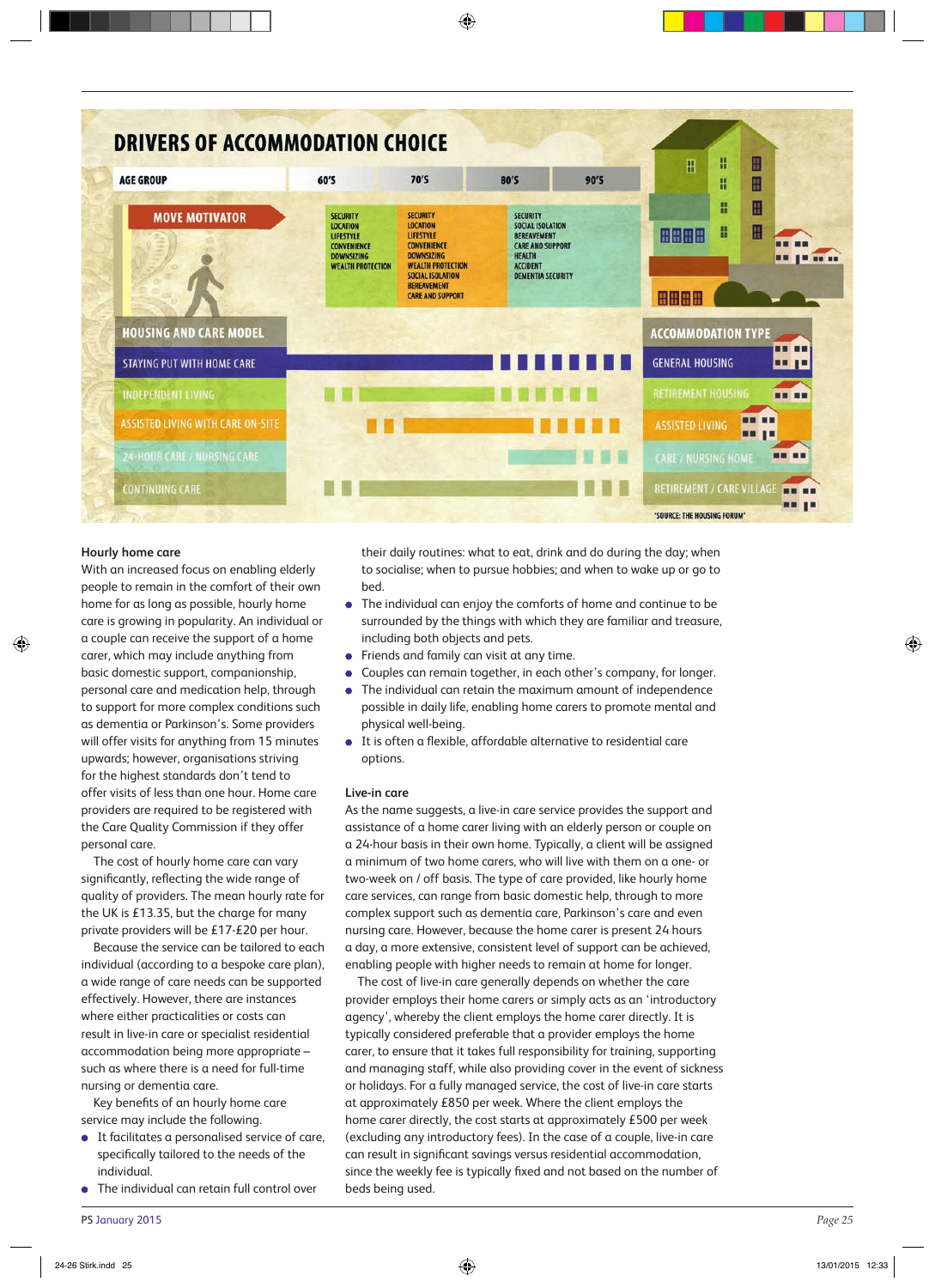## DRIVERS OF ACCOMMODATION CHOICE

| AGE GROUP | 60'S | 70'S | 80'S | 90'S |
|---|---|---|---|---|
| MOVE MOTIVATOR | SECURITY, LOCATION, LIFESTYLE, CONVENIENCE, DOWNSIZING, WEALTH PROTECTION | SECURITY, LOCATION, LIFESTYLE, CONVENIENCE, DOWNSIZING, WEALTH PROTECTION, SOCIAL ISOLATION, BEREAVEMENT, CARE AND SUPPORT | SECURITY, SOCIAL ISOLATION, BEREAVEMENT, CARE AND SUPPORT, HEALTH, ACCIDENT, DEMENTIA SECURITY | |

| HOUSING AND CARE MODEL | ACCOMMODATION TYPE |
|---|---|
| STAYING PUT WITH HOME CARE | GENERAL HOUSING |
| INDEPENDENT LIVING | RETIREMENT HOUSING |
| ASSISTED LIVING WITH CARE ON-SITE | ASSISTED LIVING |
| 24-HOUR CARE / NURSING CARE | CARE / NURSING HOME |
| CONTINUING CARE | RETIREMENT / CARE VILLAGE |

'SOURCE: THE HOUSING FORUM'

### Hourly home care

With an increased focus on enabling elderly people to remain in the comfort of their own home for as long as possible, hourly home care is growing in popularity. An individual or a couple can receive the support of a home carer, which may include anything from basic domestic support, companionship, personal care and medication help, through to support for more complex conditions such as dementia or Parkinson's. Some providers will offer visits for anything from 15 minutes upwards; however, organisations striving for the highest standards don't tend to offer visits of less than one hour. Home care providers are required to be registered with the Care Quality Commission if they offer personal care.

The cost of hourly home care can vary significantly, reflecting the wide range of quality of providers. The mean hourly rate for the UK is £13.35, but the charge for many private providers will be £17-£20 per hour.

Because the service can be tailored to each individual (according to a bespoke care plan), a wide range of care needs can be supported effectively. However, there are instances where either practicalities or costs can result in live-in care or specialist residential accommodation being more appropriate – such as where there is a need for full-time nursing or dementia care.

Key benefits of an hourly home care service may include the following.

- It facilitates a personalised service of care, specifically tailored to the needs of the individual.
- The individual can retain full control over their daily routines: what to eat, drink and do during the day; when to socialise; when to pursue hobbies; and when to wake up or go to bed.
- The individual can enjoy the comforts of home and continue to be surrounded by the things with which they are familiar and treasure, including both objects and pets.
- Friends and family can visit at any time.
- Couples can remain together, in each other's company, for longer.
- The individual can retain the maximum amount of independence possible in daily life, enabling home carers to promote mental and physical well-being.
- It is often a flexible, affordable alternative to residential care options.

### Live-in care

As the name suggests, a live-in care service provides the support and assistance of a home carer living with an elderly person or couple on a 24-hour basis in their own home. Typically, a client will be assigned a minimum of two home carers, who will live with them on a one- or two-week on / off basis. The type of care provided, like hourly home care services, can range from basic domestic help, through to more complex support such as dementia care, Parkinson's care and even nursing care. However, because the home carer is present 24 hours a day, a more extensive, consistent level of support can be achieved, enabling people with higher needs to remain at home for longer.

The cost of live-in care generally depends on whether the care provider employs their home carers or simply acts as an 'introductory agency', whereby the client employs the home carer directly. It is typically considered preferable that a provider employs the home carer, to ensure that it takes full responsibility for training, supporting and managing staff, while also providing cover in the event of sickness or holidays. For a fully managed service, the cost of live-in care starts at approximately £850 per week. Where the client employs the home carer directly, the cost starts at approximately £500 per week (excluding any introductory fees). In the case of a couple, live-in care can result in significant savings versus residential accommodation, since the weekly fee is typically fixed and not based on the number of beds being used.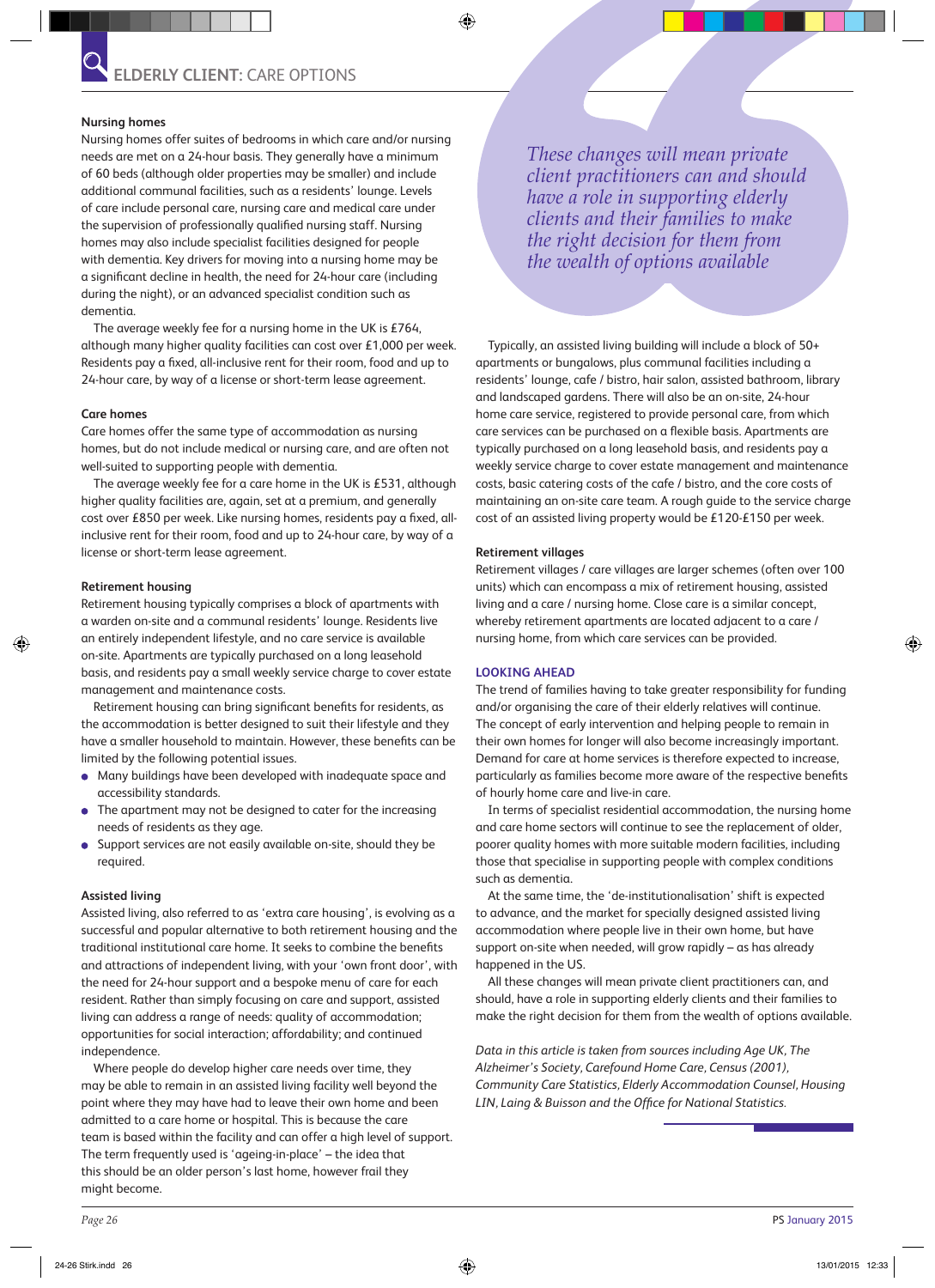### Nursing homes

Nursing homes offer suites of bedrooms in which care and/or nursing needs are met on a 24-hour basis. They generally have a minimum of 60 beds (although older properties may be smaller) and include additional communal facilities, such as a residents' lounge. Levels of care include personal care, nursing care and medical care under the supervision of professionally qualified nursing staff. Nursing homes may also include specialist facilities designed for people with dementia. Key drivers for moving into a nursing home may be a significant decline in health, the need for 24-hour care (including during the night), or an advanced specialist condition such as dementia.

The average weekly fee for a nursing home in the UK is £764, although many higher quality facilities can cost over £1,000 per week. Residents pay a fixed, all-inclusive rent for their room, food and up to 24-hour care, by way of a license or short-term lease agreement.

### Care homes

Care homes offer the same type of accommodation as nursing homes, but do not include medical or nursing care, and are often not well-suited to supporting people with dementia.

The average weekly fee for a care home in the UK is £531, although higher quality facilities are, again, set at a premium, and generally cost over £850 per week. Like nursing homes, residents pay a fixed, all-inclusive rent for their room, food and up to 24-hour care, by way of a license or short-term lease agreement.

### Retirement housing

Retirement housing typically comprises a block of apartments with a warden on-site and a communal residents' lounge. Residents live an entirely independent lifestyle, and no care service is available on-site. Apartments are typically purchased on a long leasehold basis, and residents pay a small weekly service charge to cover estate management and maintenance costs.

Retirement housing can bring significant benefits for residents, as the accommodation is better designed to suit their lifestyle and they have a smaller household to maintain. However, these benefits can be limited by the following potential issues.

- Many buildings have been developed with inadequate space and accessibility standards.
- The apartment may not be designed to cater for the increasing needs of residents as they age.
- Support services are not easily available on-site, should they be required.

### Assisted living

Assisted living, also referred to as 'extra care housing', is evolving as a successful and popular alternative to both retirement housing and the traditional institutional care home. It seeks to combine the benefits and attractions of independent living, with your 'own front door', with the need for 24-hour support and a bespoke menu of care for each resident. Rather than simply focusing on care and support, assisted living can address a range of needs: quality of accommodation; opportunities for social interaction; affordability; and continued independence.

Where people do develop higher care needs over time, they may be able to remain in an assisted living facility well beyond the point where they may have had to leave their own home and been admitted to a care home or hospital. This is because the care team is based within the facility and can offer a high level of support. The term frequently used is 'ageing-in-place' – the idea that this should be an older person's last home, however frail they might become.

> *These changes will mean private client practitioners can and should have a role in supporting elderly clients and their families to make the right decision for them from the wealth of options available*

Typically, an assisted living building will include a block of 50+ apartments or bungalows, plus communal facilities including a residents' lounge, cafe / bistro, hair salon, assisted bathroom, library and landscaped gardens. There will also be an on-site, 24-hour home care service, registered to provide personal care, from which care services can be purchased on a flexible basis. Apartments are typically purchased on a long leasehold basis, and residents pay a weekly service charge to cover estate management and maintenance costs, basic catering costs of the cafe / bistro, and the core costs of maintaining an on-site care team. A rough guide to the service charge cost of an assisted living property would be £120-£150 per week.

### Retirement villages

Retirement villages / care villages are larger schemes (often over 100 units) which can encompass a mix of retirement housing, assisted living and a care / nursing home. Close care is a similar concept, whereby retirement apartments are located adjacent to a care / nursing home, from which care services can be provided.

## LOOKING AHEAD

The trend of families having to take greater responsibility for funding and/or organising the care of their elderly relatives will continue. The concept of early intervention and helping people to remain in their own homes for longer will also become increasingly important. Demand for care at home services is therefore expected to increase, particularly as families become more aware of the respective benefits of hourly home care and live-in care.

In terms of specialist residential accommodation, the nursing home and care home sectors will continue to see the replacement of older, poorer quality homes with more suitable modern facilities, including those that specialise in supporting people with complex conditions such as dementia.

At the same time, the 'de-institutionalisation' shift is expected to advance, and the market for specially designed assisted living accommodation where people live in their own home, but have support on-site when needed, will grow rapidly – as has already happened in the US.

All these changes will mean private client practitioners can, and should, have a role in supporting elderly clients and their families to make the right decision for them from the wealth of options available.

*Data in this article is taken from sources including Age UK, The Alzheimer's Society, Carefound Home Care, Census (2001), Community Care Statistics, Elderly Accommodation Counsel, Housing LIN, Laing & Buisson and the Office for National Statistics.*